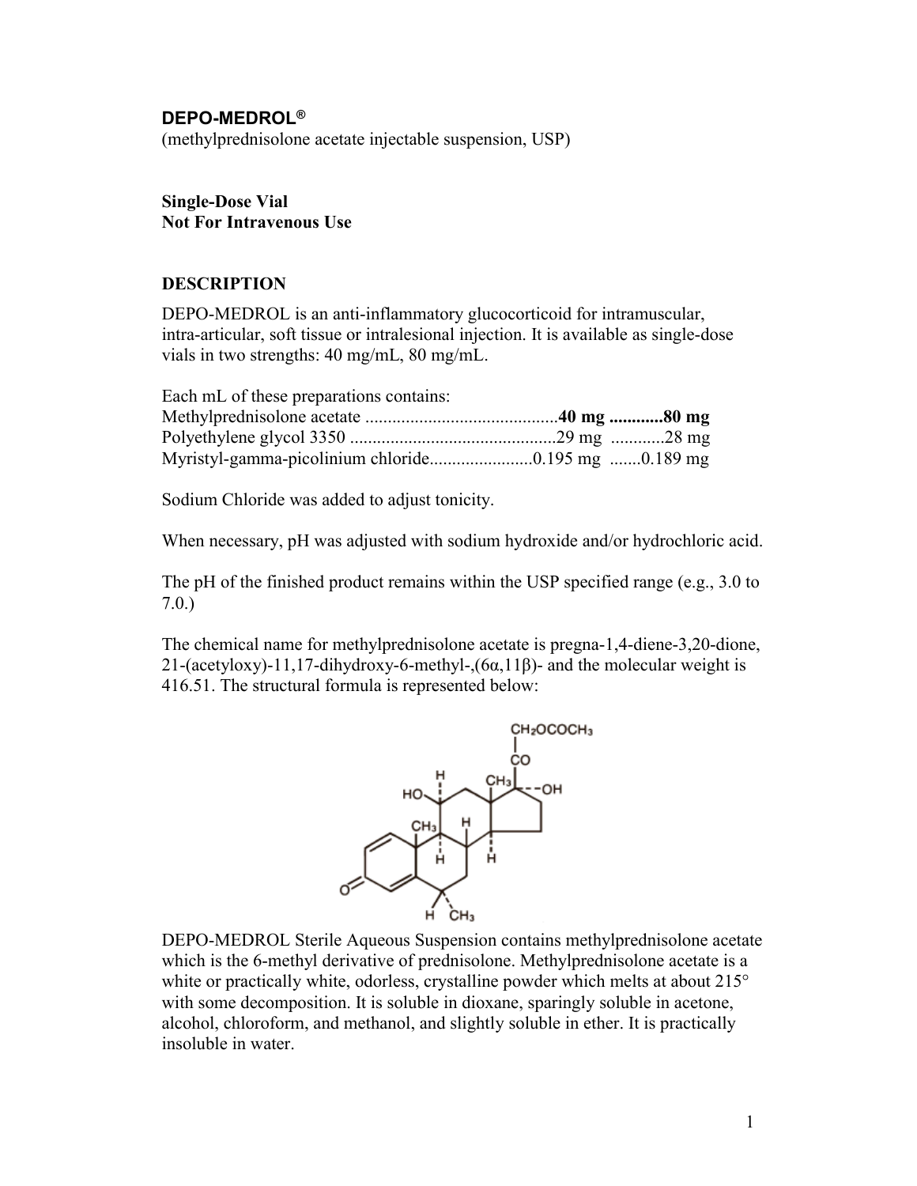# DEPO-MEDROL®

(methylprednisolone acetate injectable suspension, USP)

**Single-Dose Vial**
**Not For Intravenous Use**

## DESCRIPTION

DEPO-MEDROL is an anti-inflammatory glucocorticoid for intramuscular, intra-articular, soft tissue or intralesional injection. It is available as single-dose vials in two strengths: 40 mg/mL, 80 mg/mL.

Each mL of these preparations contains:

| | | |
|---|---|---|
| Methylprednisolone acetate | **40 mg** | **80 mg** |
| Polyethylene glycol 3350 | 29 mg | 28 mg |
| Myristyl-gamma-picolinium chloride | 0.195 mg | 0.189 mg |

Sodium Chloride was added to adjust tonicity.

When necessary, pH was adjusted with sodium hydroxide and/or hydrochloric acid.

The pH of the finished product remains within the USP specified range (e.g., 3.0 to 7.0.)

The chemical name for methylprednisolone acetate is pregna-1,4-diene-3,20-dione, 21-(acetyloxy)-11,17-dihydroxy-6-methyl-,(6α,11β)- and the molecular weight is 416.51. The structural formula is represented below:

DEPO-MEDROL Sterile Aqueous Suspension contains methylprednisolone acetate which is the 6-methyl derivative of prednisolone. Methylprednisolone acetate is a white or practically white, odorless, crystalline powder which melts at about 215° with some decomposition. It is soluble in dioxane, sparingly soluble in acetone, alcohol, chloroform, and methanol, and slightly soluble in ether. It is practically insoluble in water.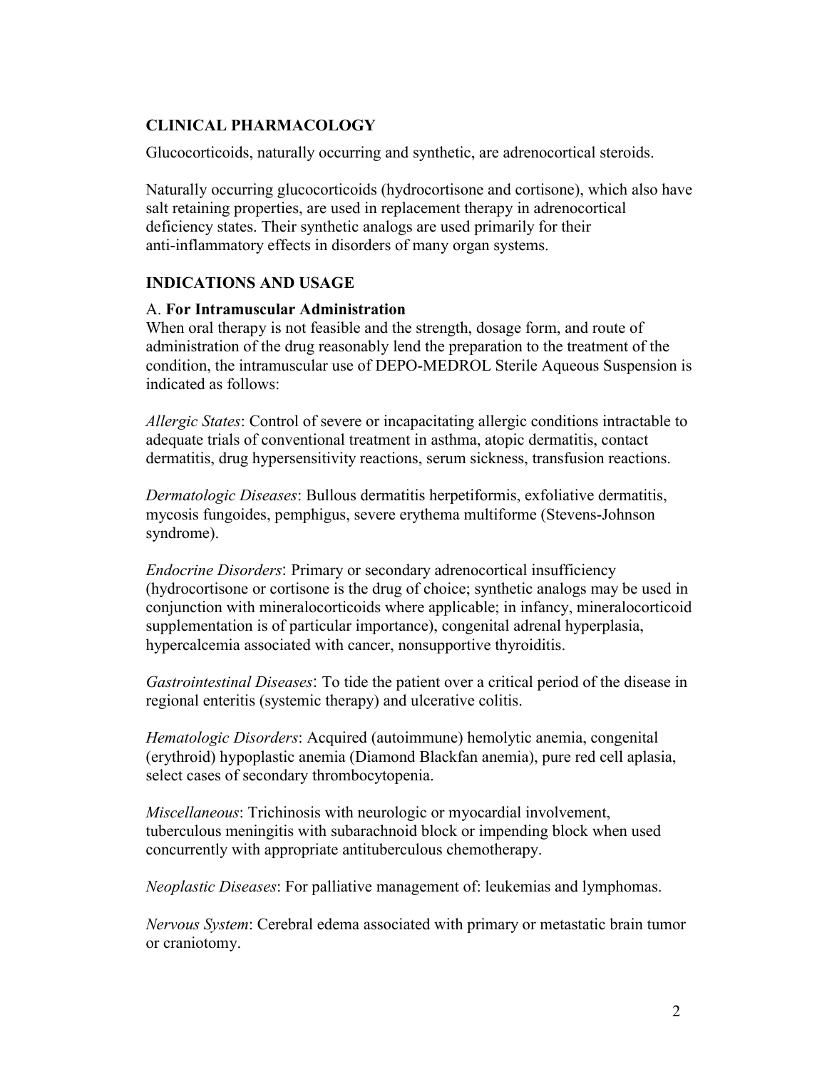## CLINICAL PHARMACOLOGY

Glucocorticoids, naturally occurring and synthetic, are adrenocortical steroids.

Naturally occurring glucocorticoids (hydrocortisone and cortisone), which also have salt retaining properties, are used in replacement therapy in adrenocortical deficiency states. Their synthetic analogs are used primarily for their anti-inflammatory effects in disorders of many organ systems.

## INDICATIONS AND USAGE

### A. **For Intramuscular Administration**

When oral therapy is not feasible and the strength, dosage form, and route of administration of the drug reasonably lend the preparation to the treatment of the condition, the intramuscular use of DEPO-MEDROL Sterile Aqueous Suspension is indicated as follows:

*Allergic States*: Control of severe or incapacitating allergic conditions intractable to adequate trials of conventional treatment in asthma, atopic dermatitis, contact dermatitis, drug hypersensitivity reactions, serum sickness, transfusion reactions.

*Dermatologic Diseases*: Bullous dermatitis herpetiformis, exfoliative dermatitis, mycosis fungoides, pemphigus, severe erythema multiforme (Stevens-Johnson syndrome).

*Endocrine Disorders*: Primary or secondary adrenocortical insufficiency (hydrocortisone or cortisone is the drug of choice; synthetic analogs may be used in conjunction with mineralocorticoids where applicable; in infancy, mineralocorticoid supplementation is of particular importance), congenital adrenal hyperplasia, hypercalcemia associated with cancer, nonsupportive thyroiditis.

*Gastrointestinal Diseases*: To tide the patient over a critical period of the disease in regional enteritis (systemic therapy) and ulcerative colitis.

*Hematologic Disorders*: Acquired (autoimmune) hemolytic anemia, congenital (erythroid) hypoplastic anemia (Diamond Blackfan anemia), pure red cell aplasia, select cases of secondary thrombocytopenia.

*Miscellaneous*: Trichinosis with neurologic or myocardial involvement, tuberculous meningitis with subarachnoid block or impending block when used concurrently with appropriate antituberculous chemotherapy.

*Neoplastic Diseases*: For palliative management of: leukemias and lymphomas.

*Nervous System*: Cerebral edema associated with primary or metastatic brain tumor or craniotomy.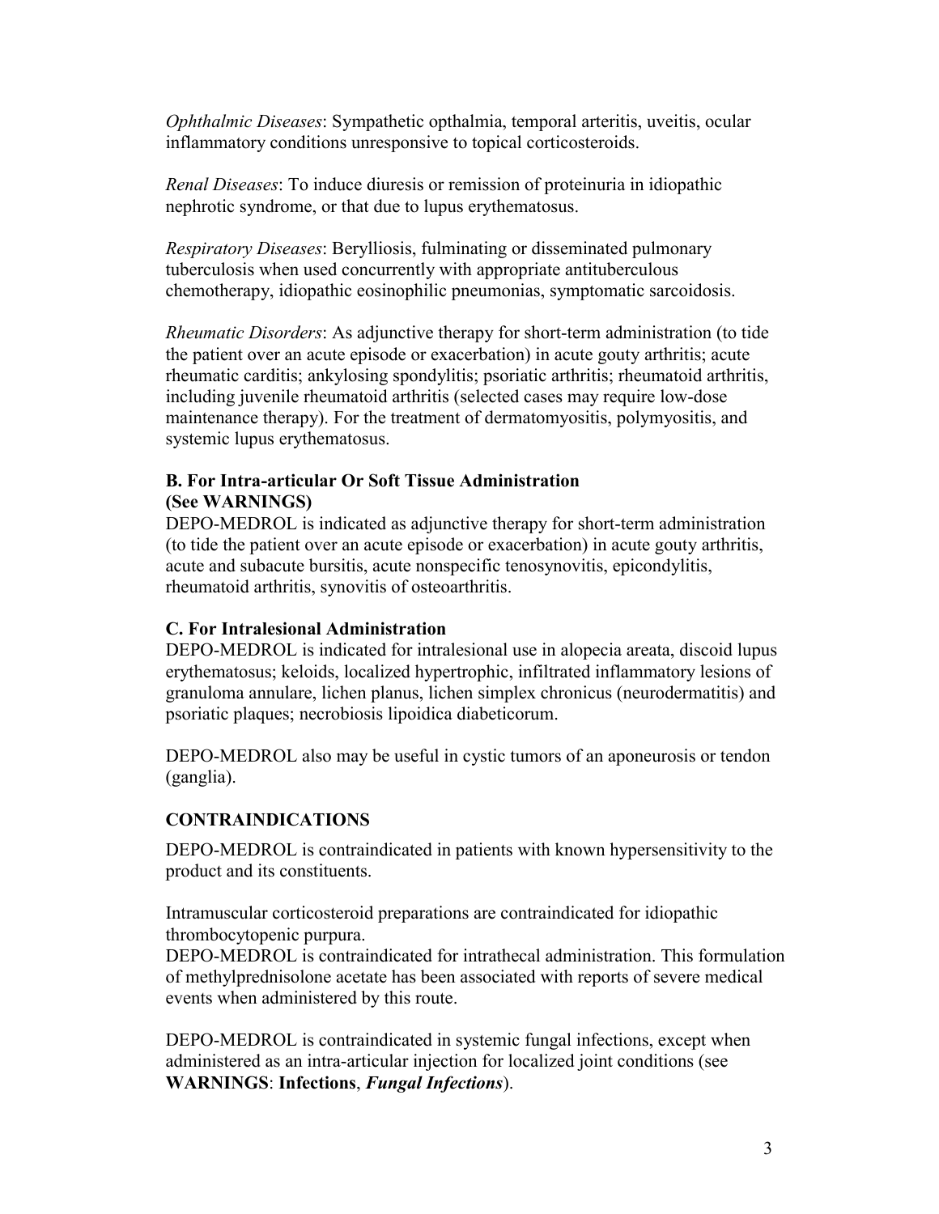*Ophthalmic Diseases*: Sympathetic opthalmia, temporal arteritis, uveitis, ocular inflammatory conditions unresponsive to topical corticosteroids.

*Renal Diseases*: To induce diuresis or remission of proteinuria in idiopathic nephrotic syndrome, or that due to lupus erythematosus.

*Respiratory Diseases*: Berylliosis, fulminating or disseminated pulmonary tuberculosis when used concurrently with appropriate antituberculous chemotherapy, idiopathic eosinophilic pneumonias, symptomatic sarcoidosis.

*Rheumatic Disorders*: As adjunctive therapy for short-term administration (to tide the patient over an acute episode or exacerbation) in acute gouty arthritis; acute rheumatic carditis; ankylosing spondylitis; psoriatic arthritis; rheumatoid arthritis, including juvenile rheumatoid arthritis (selected cases may require low-dose maintenance therapy). For the treatment of dermatomyositis, polymyositis, and systemic lupus erythematosus.

**B. For Intra-articular Or Soft Tissue Administration (See WARNINGS)**

DEPO-MEDROL is indicated as adjunctive therapy for short-term administration (to tide the patient over an acute episode or exacerbation) in acute gouty arthritis, acute and subacute bursitis, acute nonspecific tenosynovitis, epicondylitis, rheumatoid arthritis, synovitis of osteoarthritis.

**C. For Intralesional Administration**

DEPO-MEDROL is indicated for intralesional use in alopecia areata, discoid lupus erythematosus; keloids, localized hypertrophic, infiltrated inflammatory lesions of granuloma annulare, lichen planus, lichen simplex chronicus (neurodermatitis) and psoriatic plaques; necrobiosis lipoidica diabeticorum.

DEPO-MEDROL also may be useful in cystic tumors of an aponeurosis or tendon (ganglia).

## CONTRAINDICATIONS

DEPO-MEDROL is contraindicated in patients with known hypersensitivity to the product and its constituents.

Intramuscular corticosteroid preparations are contraindicated for idiopathic thrombocytopenic purpura.

DEPO-MEDROL is contraindicated for intrathecal administration. This formulation of methylprednisolone acetate has been associated with reports of severe medical events when administered by this route.

DEPO-MEDROL is contraindicated in systemic fungal infections, except when administered as an intra-articular injection for localized joint conditions (see **WARNINGS**: **Infections**, ***Fungal Infections***).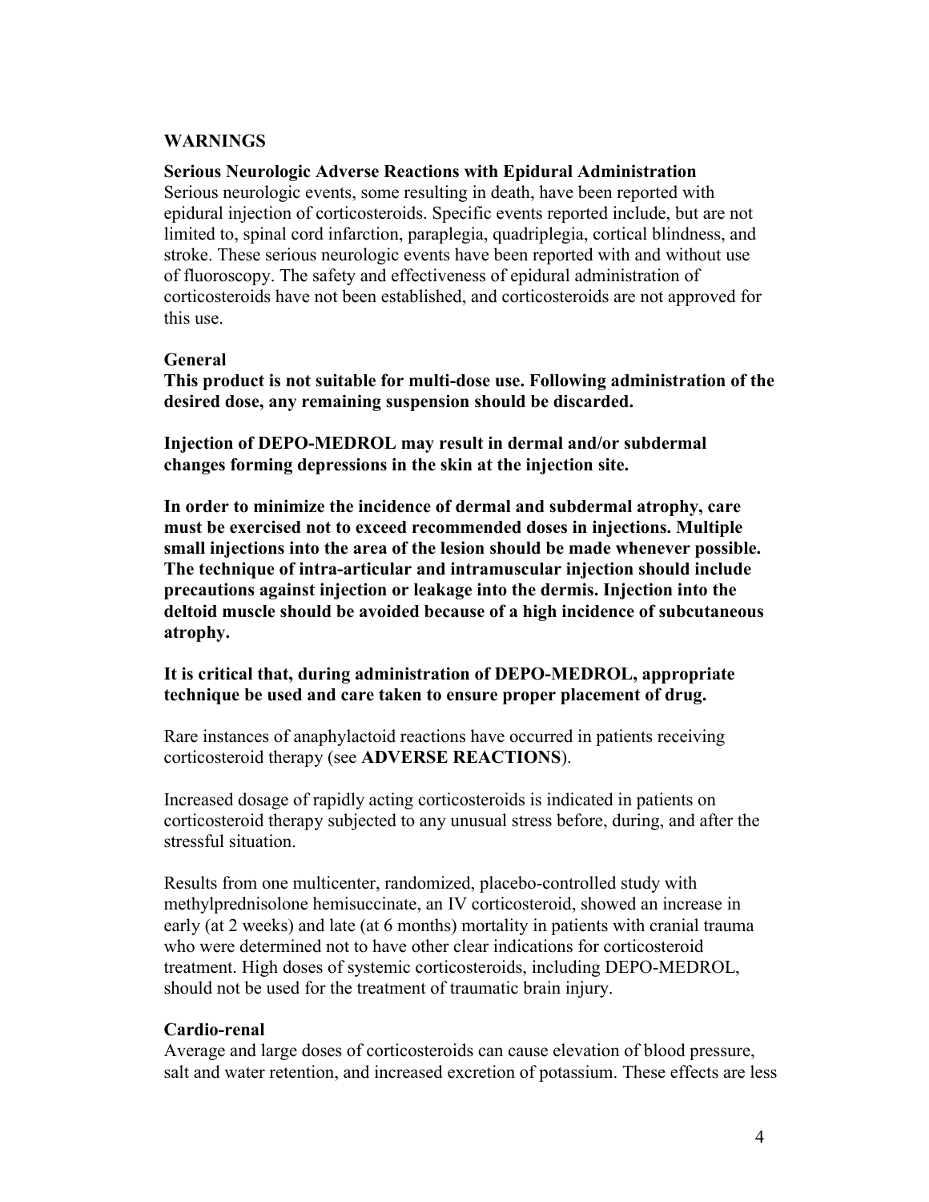## WARNINGS

**Serious Neurologic Adverse Reactions with Epidural Administration**

Serious neurologic events, some resulting in death, have been reported with epidural injection of corticosteroids. Specific events reported include, but are not limited to, spinal cord infarction, paraplegia, quadriplegia, cortical blindness, and stroke. These serious neurologic events have been reported with and without use of fluoroscopy. The safety and effectiveness of epidural administration of corticosteroids have not been established, and corticosteroids are not approved for this use.

**General**

**This product is not suitable for multi-dose use. Following administration of the desired dose, any remaining suspension should be discarded.**

**Injection of DEPO-MEDROL may result in dermal and/or subdermal changes forming depressions in the skin at the injection site.**

**In order to minimize the incidence of dermal and subdermal atrophy, care must be exercised not to exceed recommended doses in injections. Multiple small injections into the area of the lesion should be made whenever possible. The technique of intra-articular and intramuscular injection should include precautions against injection or leakage into the dermis. Injection into the deltoid muscle should be avoided because of a high incidence of subcutaneous atrophy.**

**It is critical that, during administration of DEPO-MEDROL, appropriate technique be used and care taken to ensure proper placement of drug.**

Rare instances of anaphylactoid reactions have occurred in patients receiving corticosteroid therapy (see **ADVERSE REACTIONS**).

Increased dosage of rapidly acting corticosteroids is indicated in patients on corticosteroid therapy subjected to any unusual stress before, during, and after the stressful situation.

Results from one multicenter, randomized, placebo-controlled study with methylprednisolone hemisuccinate, an IV corticosteroid, showed an increase in early (at 2 weeks) and late (at 6 months) mortality in patients with cranial trauma who were determined not to have other clear indications for corticosteroid treatment. High doses of systemic corticosteroids, including DEPO-MEDROL, should not be used for the treatment of traumatic brain injury.

**Cardio-renal**

Average and large doses of corticosteroids can cause elevation of blood pressure, salt and water retention, and increased excretion of potassium. These effects are less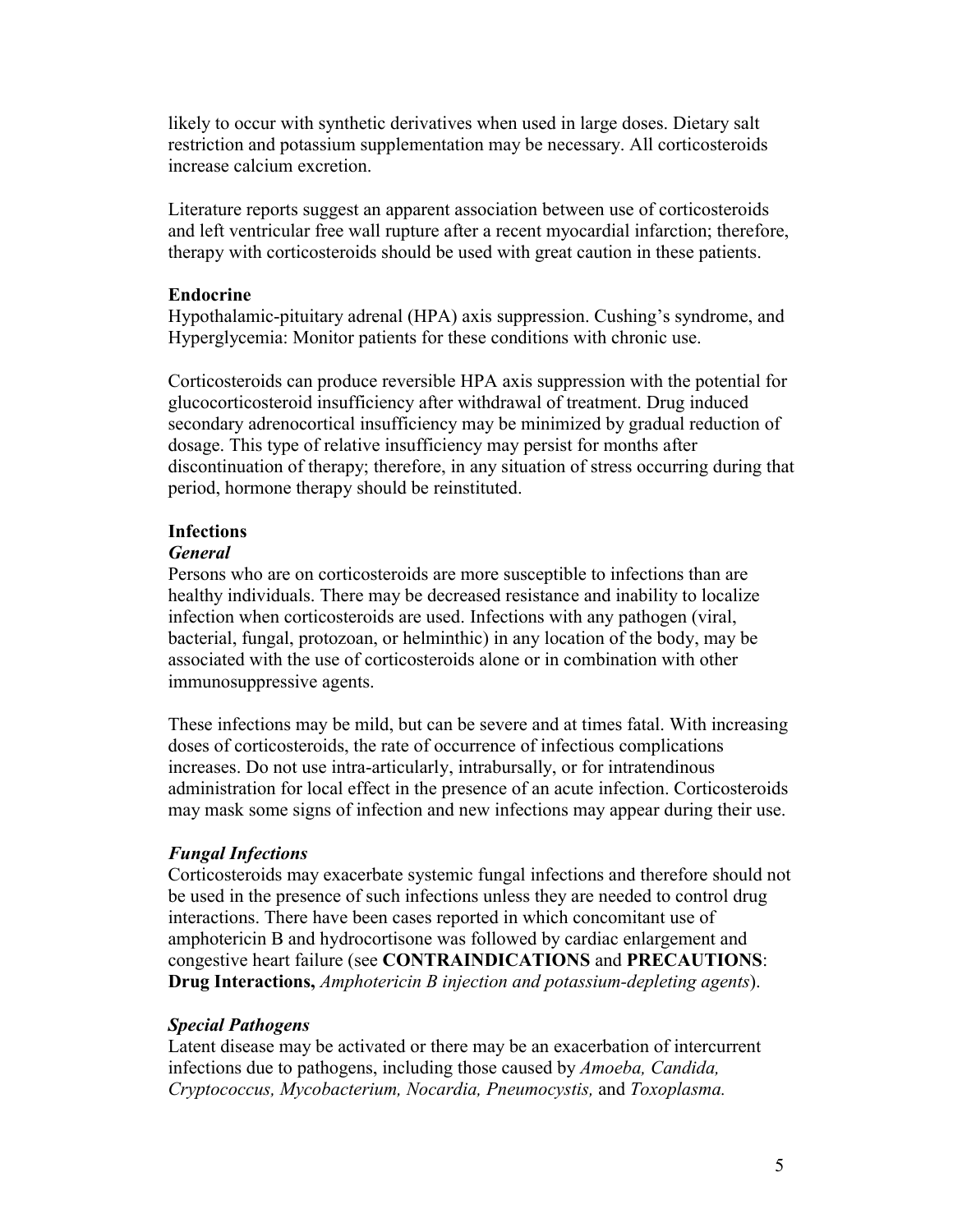likely to occur with synthetic derivatives when used in large doses. Dietary salt restriction and potassium supplementation may be necessary. All corticosteroids increase calcium excretion.

Literature reports suggest an apparent association between use of corticosteroids and left ventricular free wall rupture after a recent myocardial infarction; therefore, therapy with corticosteroids should be used with great caution in these patients.

**Endocrine**

Hypothalamic-pituitary adrenal (HPA) axis suppression. Cushing's syndrome, and Hyperglycemia: Monitor patients for these conditions with chronic use.

Corticosteroids can produce reversible HPA axis suppression with the potential for glucocorticosteroid insufficiency after withdrawal of treatment. Drug induced secondary adrenocortical insufficiency may be minimized by gradual reduction of dosage. This type of relative insufficiency may persist for months after discontinuation of therapy; therefore, in any situation of stress occurring during that period, hormone therapy should be reinstituted.

**Infections**

***General***

Persons who are on corticosteroids are more susceptible to infections than are healthy individuals. There may be decreased resistance and inability to localize infection when corticosteroids are used. Infections with any pathogen (viral, bacterial, fungal, protozoan, or helminthic) in any location of the body, may be associated with the use of corticosteroids alone or in combination with other immunosuppressive agents.

These infections may be mild, but can be severe and at times fatal. With increasing doses of corticosteroids, the rate of occurrence of infectious complications increases. Do not use intra-articularly, intrabursally, or for intratendinous administration for local effect in the presence of an acute infection. Corticosteroids may mask some signs of infection and new infections may appear during their use.

***Fungal Infections***

Corticosteroids may exacerbate systemic fungal infections and therefore should not be used in the presence of such infections unless they are needed to control drug interactions. There have been cases reported in which concomitant use of amphotericin B and hydrocortisone was followed by cardiac enlargement and congestive heart failure (see **CONTRAINDICATIONS** and **PRECAUTIONS**: **Drug Interactions,** *Amphotericin B injection and potassium-depleting agents*).

***Special Pathogens***

Latent disease may be activated or there may be an exacerbation of intercurrent infections due to pathogens, including those caused by *Amoeba, Candida, Cryptococcus, Mycobacterium, Nocardia, Pneumocystis,* and *Toxoplasma.*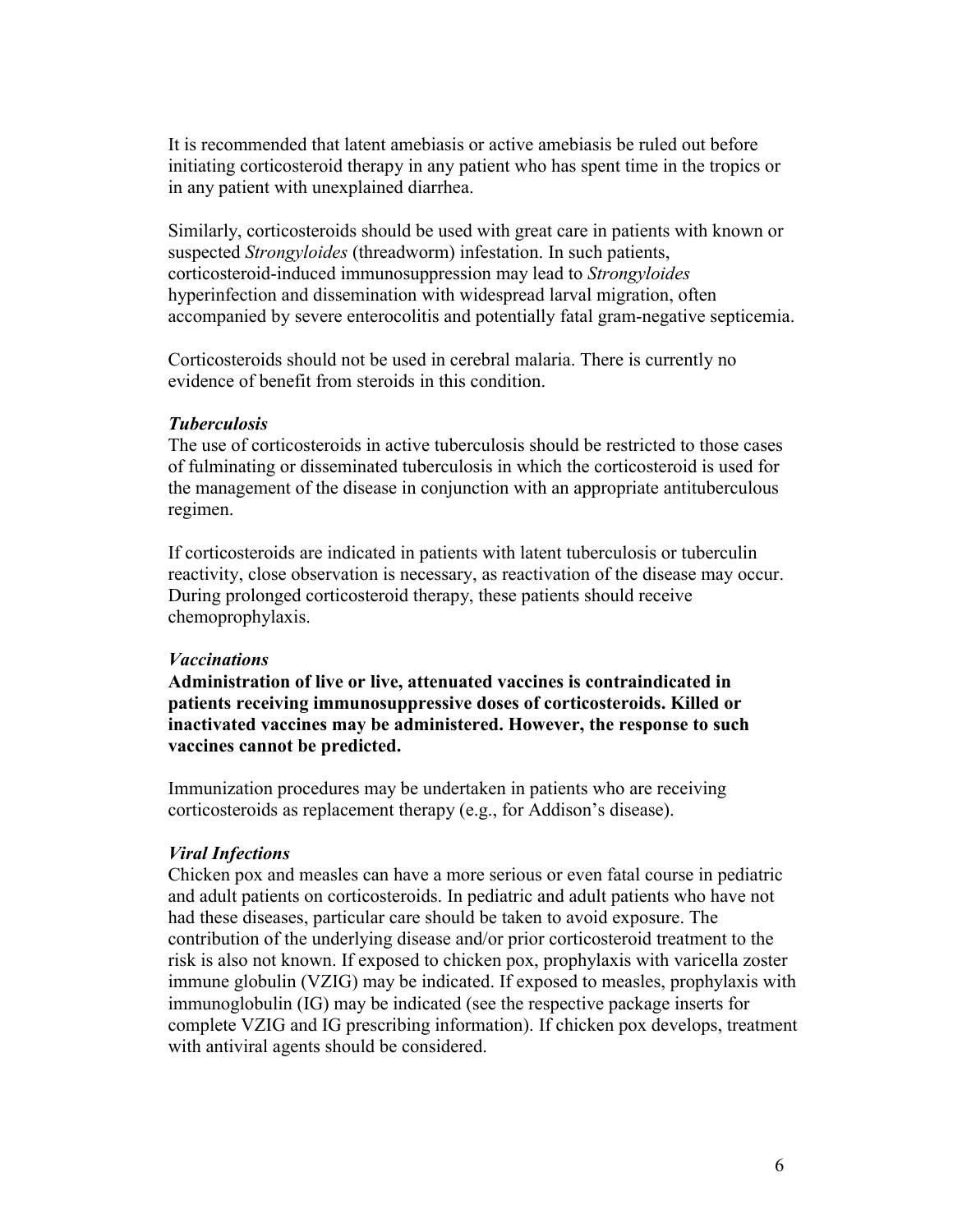It is recommended that latent amebiasis or active amebiasis be ruled out before initiating corticosteroid therapy in any patient who has spent time in the tropics or in any patient with unexplained diarrhea.

Similarly, corticosteroids should be used with great care in patients with known or suspected *Strongyloides* (threadworm) infestation. In such patients, corticosteroid-induced immunosuppression may lead to *Strongyloides* hyperinfection and dissemination with widespread larval migration, often accompanied by severe enterocolitis and potentially fatal gram-negative septicemia.

Corticosteroids should not be used in cerebral malaria. There is currently no evidence of benefit from steroids in this condition.

***Tuberculosis***

The use of corticosteroids in active tuberculosis should be restricted to those cases of fulminating or disseminated tuberculosis in which the corticosteroid is used for the management of the disease in conjunction with an appropriate antituberculous regimen.

If corticosteroids are indicated in patients with latent tuberculosis or tuberculin reactivity, close observation is necessary, as reactivation of the disease may occur. During prolonged corticosteroid therapy, these patients should receive chemoprophylaxis.

***Vaccinations***

**Administration of live or live, attenuated vaccines is contraindicated in patients receiving immunosuppressive doses of corticosteroids. Killed or inactivated vaccines may be administered. However, the response to such vaccines cannot be predicted.**

Immunization procedures may be undertaken in patients who are receiving corticosteroids as replacement therapy (e.g., for Addison's disease).

***Viral Infections***

Chicken pox and measles can have a more serious or even fatal course in pediatric and adult patients on corticosteroids. In pediatric and adult patients who have not had these diseases, particular care should be taken to avoid exposure. The contribution of the underlying disease and/or prior corticosteroid treatment to the risk is also not known. If exposed to chicken pox, prophylaxis with varicella zoster immune globulin (VZIG) may be indicated. If exposed to measles, prophylaxis with immunoglobulin (IG) may be indicated (see the respective package inserts for complete VZIG and IG prescribing information). If chicken pox develops, treatment with antiviral agents should be considered.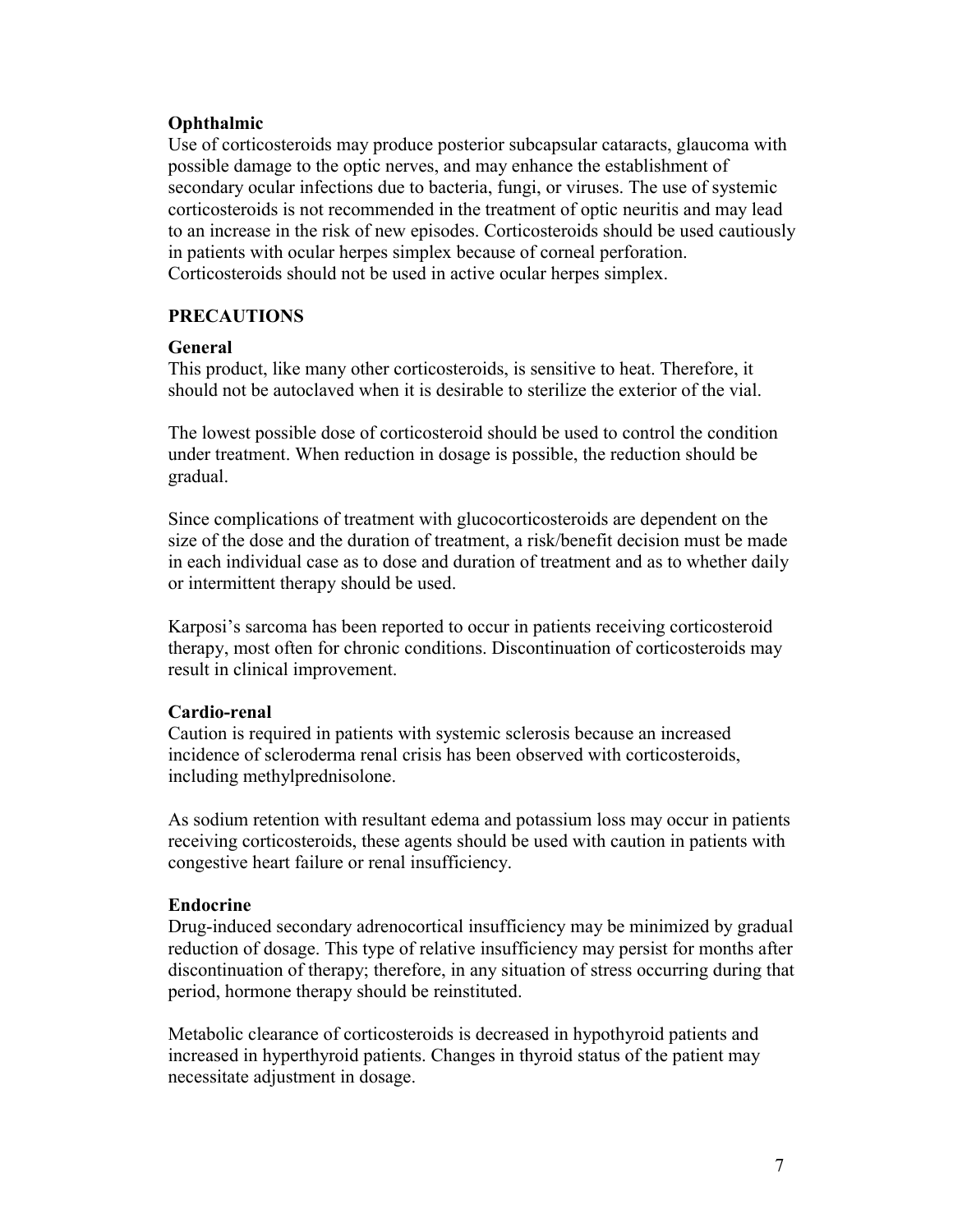**Ophthalmic**

Use of corticosteroids may produce posterior subcapsular cataracts, glaucoma with possible damage to the optic nerves, and may enhance the establishment of secondary ocular infections due to bacteria, fungi, or viruses. The use of systemic corticosteroids is not recommended in the treatment of optic neuritis and may lead to an increase in the risk of new episodes. Corticosteroids should be used cautiously in patients with ocular herpes simplex because of corneal perforation. Corticosteroids should not be used in active ocular herpes simplex.

## PRECAUTIONS

**General**

This product, like many other corticosteroids, is sensitive to heat. Therefore, it should not be autoclaved when it is desirable to sterilize the exterior of the vial.

The lowest possible dose of corticosteroid should be used to control the condition under treatment. When reduction in dosage is possible, the reduction should be gradual.

Since complications of treatment with glucocorticosteroids are dependent on the size of the dose and the duration of treatment, a risk/benefit decision must be made in each individual case as to dose and duration of treatment and as to whether daily or intermittent therapy should be used.

Karposi's sarcoma has been reported to occur in patients receiving corticosteroid therapy, most often for chronic conditions. Discontinuation of corticosteroids may result in clinical improvement.

**Cardio-renal**

Caution is required in patients with systemic sclerosis because an increased incidence of scleroderma renal crisis has been observed with corticosteroids, including methylprednisolone.

As sodium retention with resultant edema and potassium loss may occur in patients receiving corticosteroids, these agents should be used with caution in patients with congestive heart failure or renal insufficiency.

**Endocrine**

Drug-induced secondary adrenocortical insufficiency may be minimized by gradual reduction of dosage. This type of relative insufficiency may persist for months after discontinuation of therapy; therefore, in any situation of stress occurring during that period, hormone therapy should be reinstituted.

Metabolic clearance of corticosteroids is decreased in hypothyroid patients and increased in hyperthyroid patients. Changes in thyroid status of the patient may necessitate adjustment in dosage.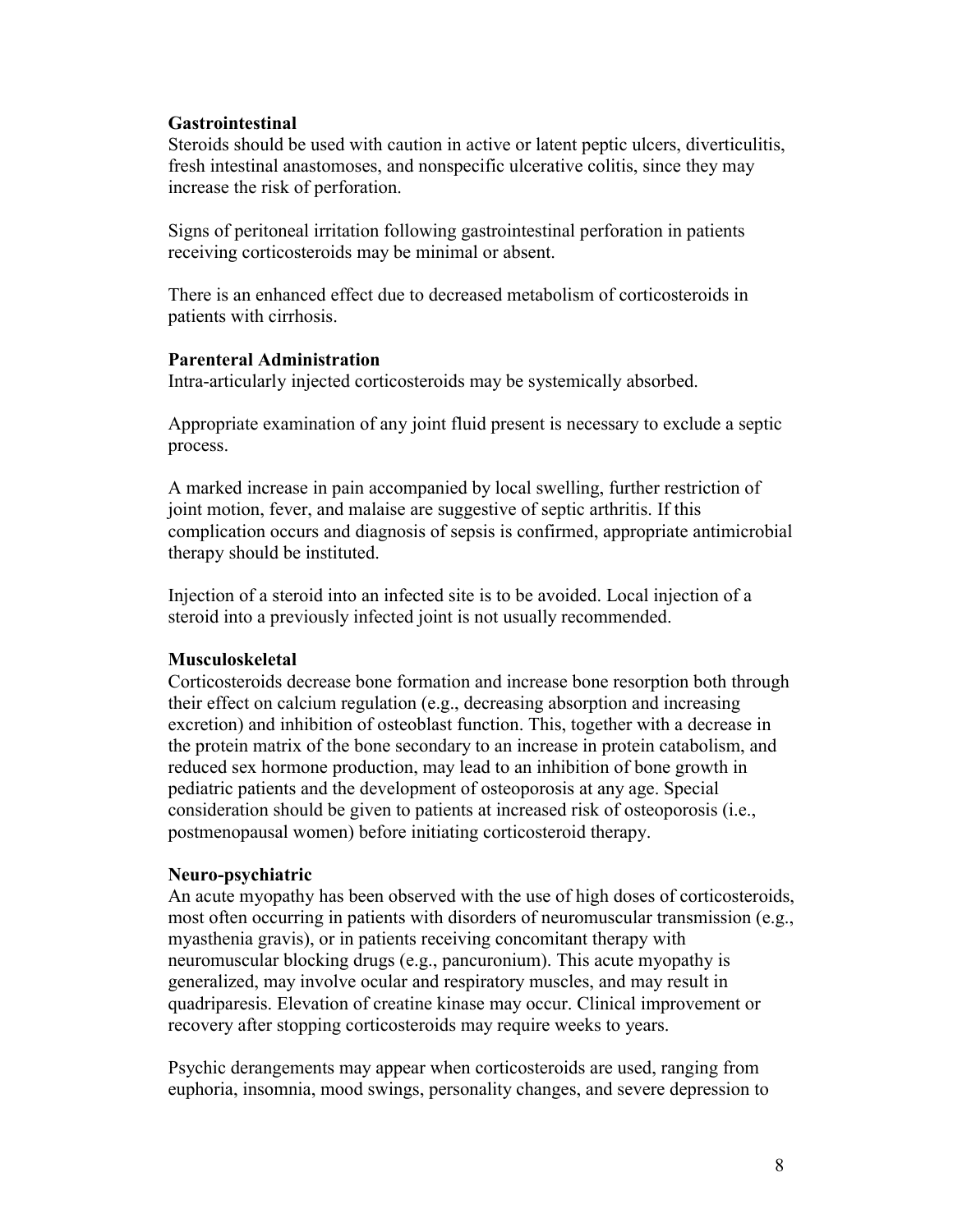**Gastrointestinal**

Steroids should be used with caution in active or latent peptic ulcers, diverticulitis, fresh intestinal anastomoses, and nonspecific ulcerative colitis, since they may increase the risk of perforation.

Signs of peritoneal irritation following gastrointestinal perforation in patients receiving corticosteroids may be minimal or absent.

There is an enhanced effect due to decreased metabolism of corticosteroids in patients with cirrhosis.

**Parenteral Administration**

Intra-articularly injected corticosteroids may be systemically absorbed.

Appropriate examination of any joint fluid present is necessary to exclude a septic process.

A marked increase in pain accompanied by local swelling, further restriction of joint motion, fever, and malaise are suggestive of septic arthritis. If this complication occurs and diagnosis of sepsis is confirmed, appropriate antimicrobial therapy should be instituted.

Injection of a steroid into an infected site is to be avoided. Local injection of a steroid into a previously infected joint is not usually recommended.

**Musculoskeletal**

Corticosteroids decrease bone formation and increase bone resorption both through their effect on calcium regulation (e.g., decreasing absorption and increasing excretion) and inhibition of osteoblast function. This, together with a decrease in the protein matrix of the bone secondary to an increase in protein catabolism, and reduced sex hormone production, may lead to an inhibition of bone growth in pediatric patients and the development of osteoporosis at any age. Special consideration should be given to patients at increased risk of osteoporosis (i.e., postmenopausal women) before initiating corticosteroid therapy.

**Neuro-psychiatric**

An acute myopathy has been observed with the use of high doses of corticosteroids, most often occurring in patients with disorders of neuromuscular transmission (e.g., myasthenia gravis), or in patients receiving concomitant therapy with neuromuscular blocking drugs (e.g., pancuronium). This acute myopathy is generalized, may involve ocular and respiratory muscles, and may result in quadriparesis. Elevation of creatine kinase may occur. Clinical improvement or recovery after stopping corticosteroids may require weeks to years.

Psychic derangements may appear when corticosteroids are used, ranging from euphoria, insomnia, mood swings, personality changes, and severe depression to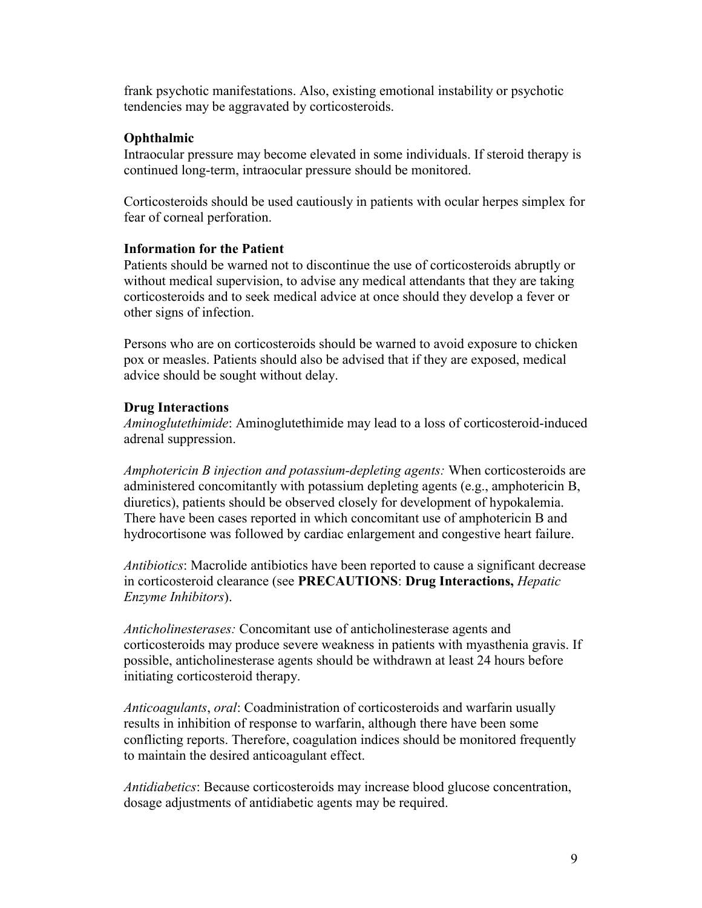frank psychotic manifestations. Also, existing emotional instability or psychotic tendencies may be aggravated by corticosteroids.

**Ophthalmic**

Intraocular pressure may become elevated in some individuals. If steroid therapy is continued long-term, intraocular pressure should be monitored.

Corticosteroids should be used cautiously in patients with ocular herpes simplex for fear of corneal perforation.

**Information for the Patient**

Patients should be warned not to discontinue the use of corticosteroids abruptly or without medical supervision, to advise any medical attendants that they are taking corticosteroids and to seek medical advice at once should they develop a fever or other signs of infection.

Persons who are on corticosteroids should be warned to avoid exposure to chicken pox or measles. Patients should also be advised that if they are exposed, medical advice should be sought without delay.

**Drug Interactions**

*Aminoglutethimide*: Aminoglutethimide may lead to a loss of corticosteroid-induced adrenal suppression.

*Amphotericin B injection and potassium-depleting agents:* When corticosteroids are administered concomitantly with potassium depleting agents (e.g., amphotericin B, diuretics), patients should be observed closely for development of hypokalemia. There have been cases reported in which concomitant use of amphotericin B and hydrocortisone was followed by cardiac enlargement and congestive heart failure.

*Antibiotics*: Macrolide antibiotics have been reported to cause a significant decrease in corticosteroid clearance (see **PRECAUTIONS**: **Drug Interactions,** *Hepatic Enzyme Inhibitors*).

*Anticholinesterases:* Concomitant use of anticholinesterase agents and corticosteroids may produce severe weakness in patients with myasthenia gravis. If possible, anticholinesterase agents should be withdrawn at least 24 hours before initiating corticosteroid therapy.

*Anticoagulants*, *oral*: Coadministration of corticosteroids and warfarin usually results in inhibition of response to warfarin, although there have been some conflicting reports. Therefore, coagulation indices should be monitored frequently to maintain the desired anticoagulant effect.

*Antidiabetics*: Because corticosteroids may increase blood glucose concentration, dosage adjustments of antidiabetic agents may be required.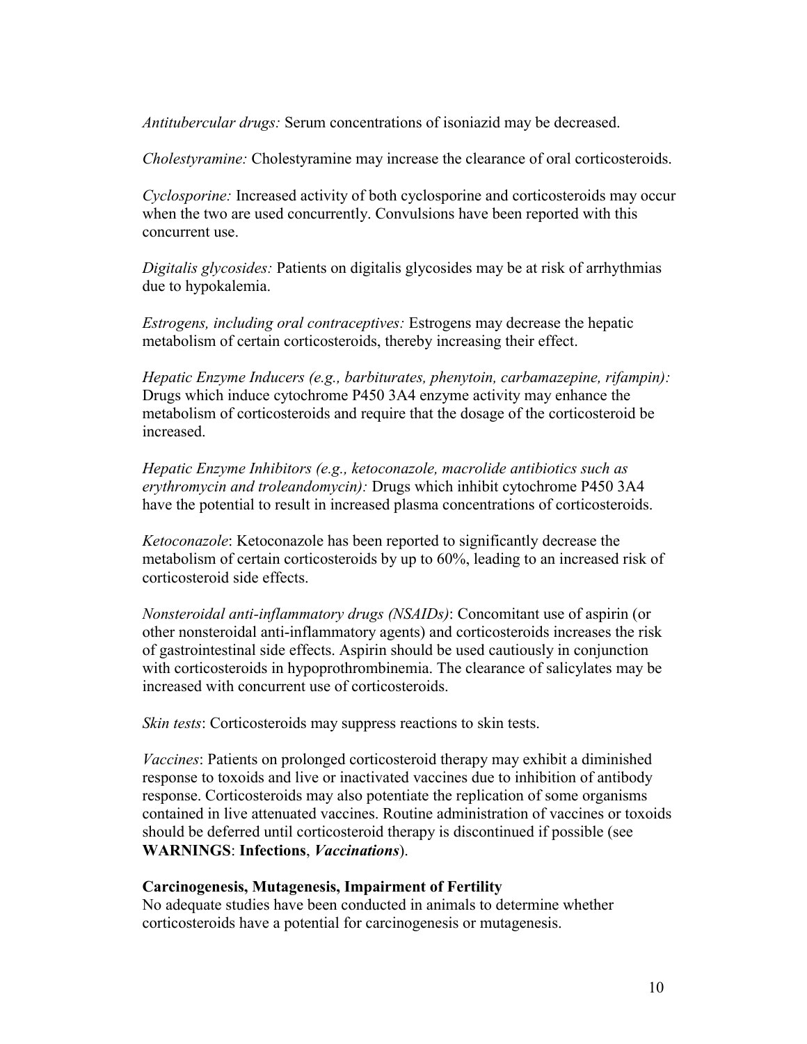*Antitubercular drugs:* Serum concentrations of isoniazid may be decreased.

*Cholestyramine:* Cholestyramine may increase the clearance of oral corticosteroids.

*Cyclosporine:* Increased activity of both cyclosporine and corticosteroids may occur when the two are used concurrently. Convulsions have been reported with this concurrent use.

*Digitalis glycosides:* Patients on digitalis glycosides may be at risk of arrhythmias due to hypokalemia.

*Estrogens, including oral contraceptives:* Estrogens may decrease the hepatic metabolism of certain corticosteroids, thereby increasing their effect.

*Hepatic Enzyme Inducers (e.g., barbiturates, phenytoin, carbamazepine, rifampin):* Drugs which induce cytochrome P450 3A4 enzyme activity may enhance the metabolism of corticosteroids and require that the dosage of the corticosteroid be increased.

*Hepatic Enzyme Inhibitors (e.g., ketoconazole, macrolide antibiotics such as erythromycin and troleandomycin):* Drugs which inhibit cytochrome P450 3A4 have the potential to result in increased plasma concentrations of corticosteroids.

*Ketoconazole*: Ketoconazole has been reported to significantly decrease the metabolism of certain corticosteroids by up to 60%, leading to an increased risk of corticosteroid side effects.

*Nonsteroidal anti-inflammatory drugs (NSAIDs)*: Concomitant use of aspirin (or other nonsteroidal anti-inflammatory agents) and corticosteroids increases the risk of gastrointestinal side effects. Aspirin should be used cautiously in conjunction with corticosteroids in hypoprothrombinemia. The clearance of salicylates may be increased with concurrent use of corticosteroids.

*Skin tests*: Corticosteroids may suppress reactions to skin tests.

*Vaccines*: Patients on prolonged corticosteroid therapy may exhibit a diminished response to toxoids and live or inactivated vaccines due to inhibition of antibody response. Corticosteroids may also potentiate the replication of some organisms contained in live attenuated vaccines. Routine administration of vaccines or toxoids should be deferred until corticosteroid therapy is discontinued if possible (see **WARNINGS**: **Infections**, ***Vaccinations***).

**Carcinogenesis, Mutagenesis, Impairment of Fertility**

No adequate studies have been conducted in animals to determine whether corticosteroids have a potential for carcinogenesis or mutagenesis.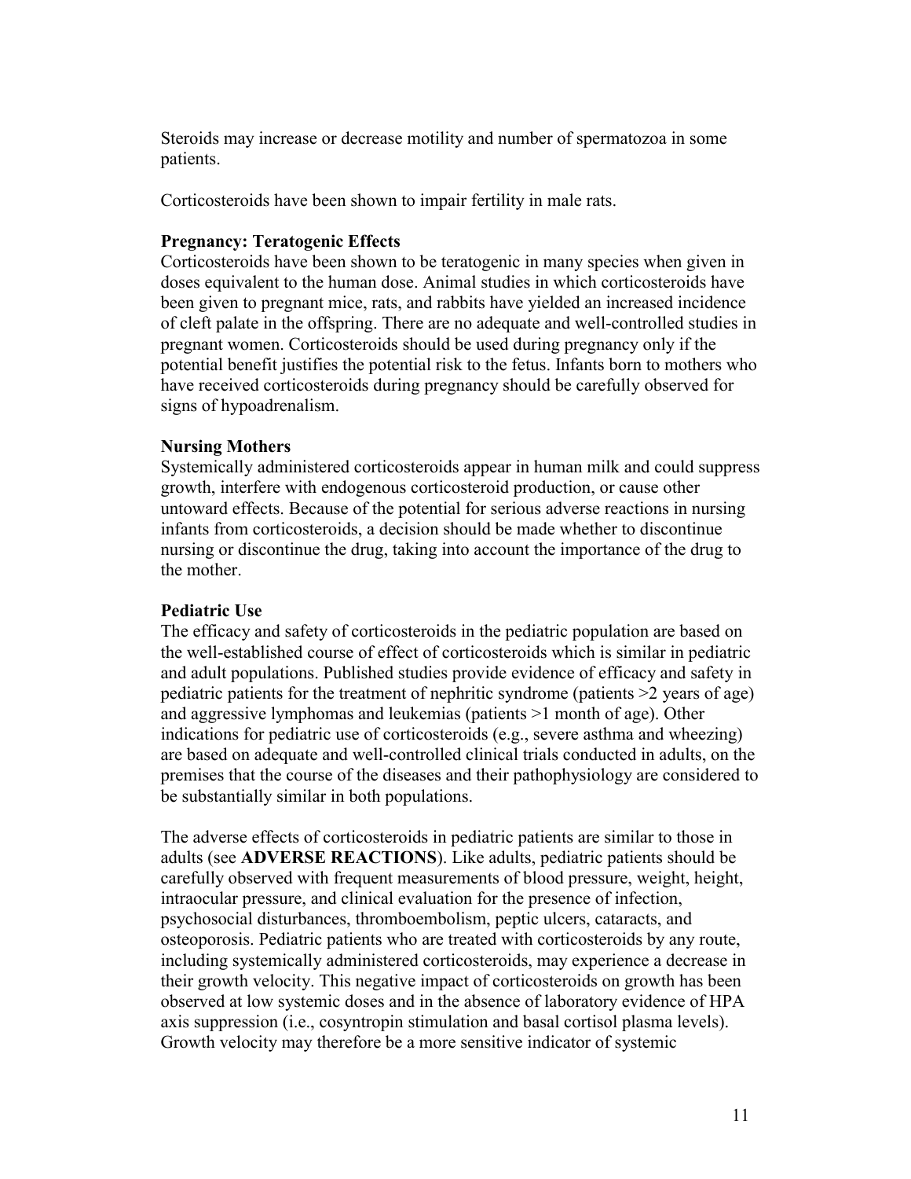Steroids may increase or decrease motility and number of spermatozoa in some patients.

Corticosteroids have been shown to impair fertility in male rats.

**Pregnancy: Teratogenic Effects**

Corticosteroids have been shown to be teratogenic in many species when given in doses equivalent to the human dose. Animal studies in which corticosteroids have been given to pregnant mice, rats, and rabbits have yielded an increased incidence of cleft palate in the offspring. There are no adequate and well-controlled studies in pregnant women. Corticosteroids should be used during pregnancy only if the potential benefit justifies the potential risk to the fetus. Infants born to mothers who have received corticosteroids during pregnancy should be carefully observed for signs of hypoadrenalism.

**Nursing Mothers**

Systemically administered corticosteroids appear in human milk and could suppress growth, interfere with endogenous corticosteroid production, or cause other untoward effects. Because of the potential for serious adverse reactions in nursing infants from corticosteroids, a decision should be made whether to discontinue nursing or discontinue the drug, taking into account the importance of the drug to the mother.

**Pediatric Use**

The efficacy and safety of corticosteroids in the pediatric population are based on the well-established course of effect of corticosteroids which is similar in pediatric and adult populations. Published studies provide evidence of efficacy and safety in pediatric patients for the treatment of nephritic syndrome (patients >2 years of age) and aggressive lymphomas and leukemias (patients >1 month of age). Other indications for pediatric use of corticosteroids (e.g., severe asthma and wheezing) are based on adequate and well-controlled clinical trials conducted in adults, on the premises that the course of the diseases and their pathophysiology are considered to be substantially similar in both populations.

The adverse effects of corticosteroids in pediatric patients are similar to those in adults (see **ADVERSE REACTIONS**). Like adults, pediatric patients should be carefully observed with frequent measurements of blood pressure, weight, height, intraocular pressure, and clinical evaluation for the presence of infection, psychosocial disturbances, thromboembolism, peptic ulcers, cataracts, and osteoporosis. Pediatric patients who are treated with corticosteroids by any route, including systemically administered corticosteroids, may experience a decrease in their growth velocity. This negative impact of corticosteroids on growth has been observed at low systemic doses and in the absence of laboratory evidence of HPA axis suppression (i.e., cosyntropin stimulation and basal cortisol plasma levels). Growth velocity may therefore be a more sensitive indicator of systemic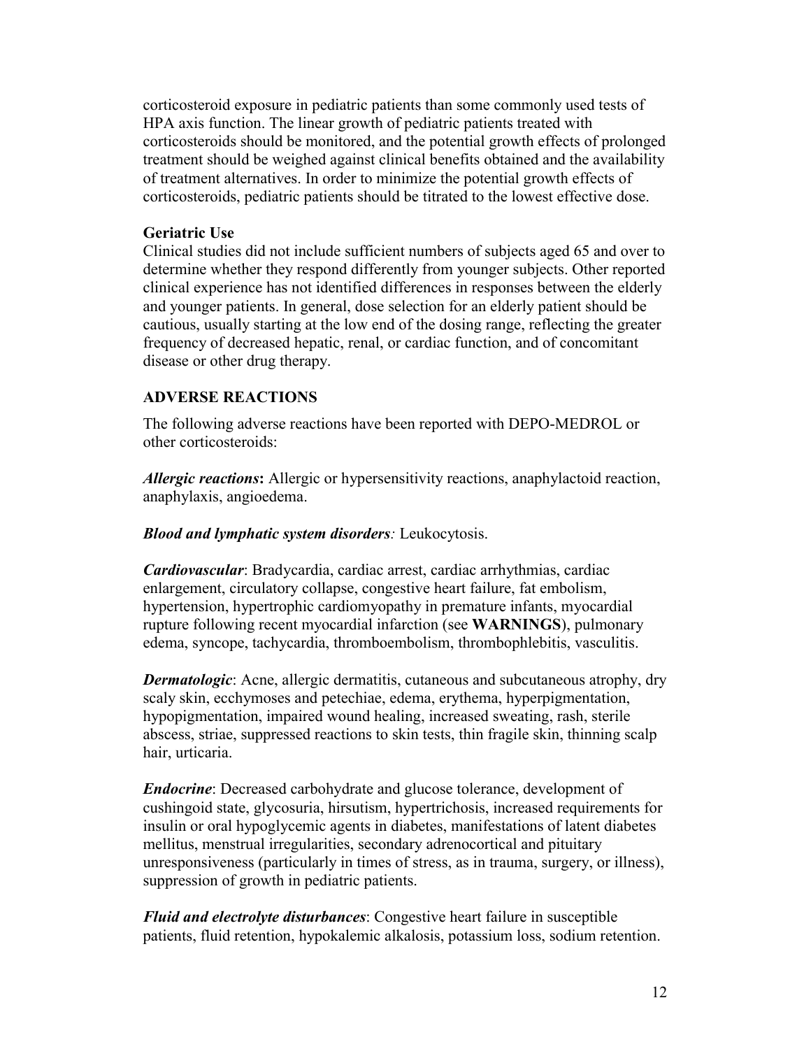corticosteroid exposure in pediatric patients than some commonly used tests of HPA axis function. The linear growth of pediatric patients treated with corticosteroids should be monitored, and the potential growth effects of prolonged treatment should be weighed against clinical benefits obtained and the availability of treatment alternatives. In order to minimize the potential growth effects of corticosteroids, pediatric patients should be titrated to the lowest effective dose.

**Geriatric Use**

Clinical studies did not include sufficient numbers of subjects aged 65 and over to determine whether they respond differently from younger subjects. Other reported clinical experience has not identified differences in responses between the elderly and younger patients. In general, dose selection for an elderly patient should be cautious, usually starting at the low end of the dosing range, reflecting the greater frequency of decreased hepatic, renal, or cardiac function, and of concomitant disease or other drug therapy.

## ADVERSE REACTIONS

The following adverse reactions have been reported with DEPO-MEDROL or other corticosteroids:

***Allergic reactions*:** Allergic or hypersensitivity reactions, anaphylactoid reaction, anaphylaxis, angioedema.

***Blood and lymphatic system disorders**:* Leukocytosis.

***Cardiovascular***: Bradycardia, cardiac arrest, cardiac arrhythmias, cardiac enlargement, circulatory collapse, congestive heart failure, fat embolism, hypertension, hypertrophic cardiomyopathy in premature infants, myocardial rupture following recent myocardial infarction (see **WARNINGS**), pulmonary edema, syncope, tachycardia, thromboembolism, thrombophlebitis, vasculitis.

***Dermatologic***: Acne, allergic dermatitis, cutaneous and subcutaneous atrophy, dry scaly skin, ecchymoses and petechiae, edema, erythema, hyperpigmentation, hypopigmentation, impaired wound healing, increased sweating, rash, sterile abscess, striae, suppressed reactions to skin tests, thin fragile skin, thinning scalp hair, urticaria.

***Endocrine***: Decreased carbohydrate and glucose tolerance, development of cushingoid state, glycosuria, hirsutism, hypertrichosis, increased requirements for insulin or oral hypoglycemic agents in diabetes, manifestations of latent diabetes mellitus, menstrual irregularities, secondary adrenocortical and pituitary unresponsiveness (particularly in times of stress, as in trauma, surgery, or illness), suppression of growth in pediatric patients.

***Fluid and electrolyte disturbances***: Congestive heart failure in susceptible patients, fluid retention, hypokalemic alkalosis, potassium loss, sodium retention.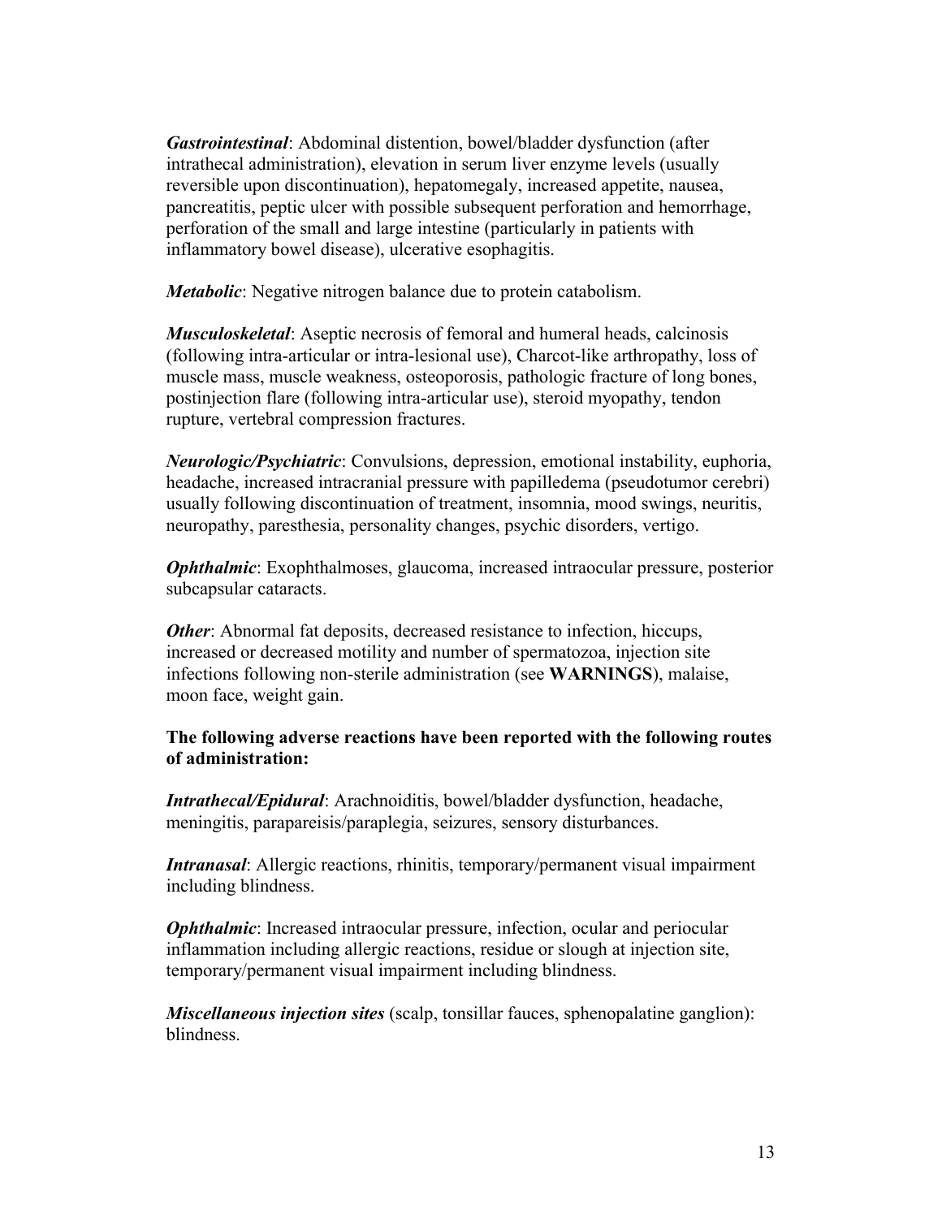***Gastrointestinal***: Abdominal distention, bowel/bladder dysfunction (after intrathecal administration), elevation in serum liver enzyme levels (usually reversible upon discontinuation), hepatomegaly, increased appetite, nausea, pancreatitis, peptic ulcer with possible subsequent perforation and hemorrhage, perforation of the small and large intestine (particularly in patients with inflammatory bowel disease), ulcerative esophagitis.

***Metabolic***: Negative nitrogen balance due to protein catabolism.

***Musculoskeletal***: Aseptic necrosis of femoral and humeral heads, calcinosis (following intra-articular or intra-lesional use), Charcot-like arthropathy, loss of muscle mass, muscle weakness, osteoporosis, pathologic fracture of long bones, postinjection flare (following intra-articular use), steroid myopathy, tendon rupture, vertebral compression fractures.

***Neurologic/Psychiatric***: Convulsions, depression, emotional instability, euphoria, headache, increased intracranial pressure with papilledema (pseudotumor cerebri) usually following discontinuation of treatment, insomnia, mood swings, neuritis, neuropathy, paresthesia, personality changes, psychic disorders, vertigo.

***Ophthalmic***: Exophthalmoses, glaucoma, increased intraocular pressure, posterior subcapsular cataracts.

***Other***: Abnormal fat deposits, decreased resistance to infection, hiccups, increased or decreased motility and number of spermatozoa, injection site infections following non-sterile administration (see **WARNINGS**), malaise, moon face, weight gain.

**The following adverse reactions have been reported with the following routes of administration:**

***Intrathecal/Epidural***: Arachnoiditis, bowel/bladder dysfunction, headache, meningitis, parapareisis/paraplegia, seizures, sensory disturbances.

***Intranasal***: Allergic reactions, rhinitis, temporary/permanent visual impairment including blindness.

***Ophthalmic***: Increased intraocular pressure, infection, ocular and periocular inflammation including allergic reactions, residue or slough at injection site, temporary/permanent visual impairment including blindness.

***Miscellaneous injection sites*** (scalp, tonsillar fauces, sphenopalatine ganglion): blindness.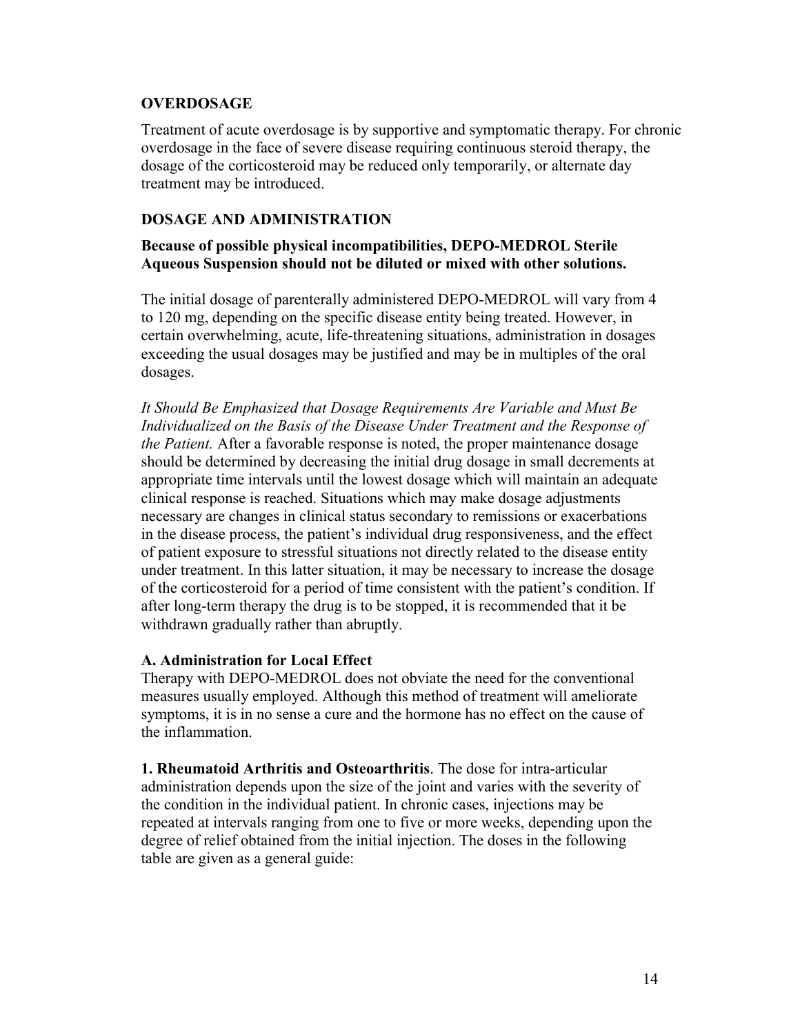## OVERDOSAGE

Treatment of acute overdosage is by supportive and symptomatic therapy. For chronic overdosage in the face of severe disease requiring continuous steroid therapy, the dosage of the corticosteroid may be reduced only temporarily, or alternate day treatment may be introduced.

## DOSAGE AND ADMINISTRATION

**Because of possible physical incompatibilities, DEPO-MEDROL Sterile Aqueous Suspension should not be diluted or mixed with other solutions.**

The initial dosage of parenterally administered DEPO-MEDROL will vary from 4 to 120 mg, depending on the specific disease entity being treated. However, in certain overwhelming, acute, life-threatening situations, administration in dosages exceeding the usual dosages may be justified and may be in multiples of the oral dosages.

*It Should Be Emphasized that Dosage Requirements Are Variable and Must Be Individualized on the Basis of the Disease Under Treatment and the Response of the Patient.* After a favorable response is noted, the proper maintenance dosage should be determined by decreasing the initial drug dosage in small decrements at appropriate time intervals until the lowest dosage which will maintain an adequate clinical response is reached. Situations which may make dosage adjustments necessary are changes in clinical status secondary to remissions or exacerbations in the disease process, the patient's individual drug responsiveness, and the effect of patient exposure to stressful situations not directly related to the disease entity under treatment. In this latter situation, it may be necessary to increase the dosage of the corticosteroid for a period of time consistent with the patient's condition. If after long-term therapy the drug is to be stopped, it is recommended that it be withdrawn gradually rather than abruptly.

### A. Administration for Local Effect

Therapy with DEPO-MEDROL does not obviate the need for the conventional measures usually employed. Although this method of treatment will ameliorate symptoms, it is in no sense a cure and the hormone has no effect on the cause of the inflammation.

**1. Rheumatoid Arthritis and Osteoarthritis**. The dose for intra-articular administration depends upon the size of the joint and varies with the severity of the condition in the individual patient. In chronic cases, injections may be repeated at intervals ranging from one to five or more weeks, depending upon the degree of relief obtained from the initial injection. The doses in the following table are given as a general guide: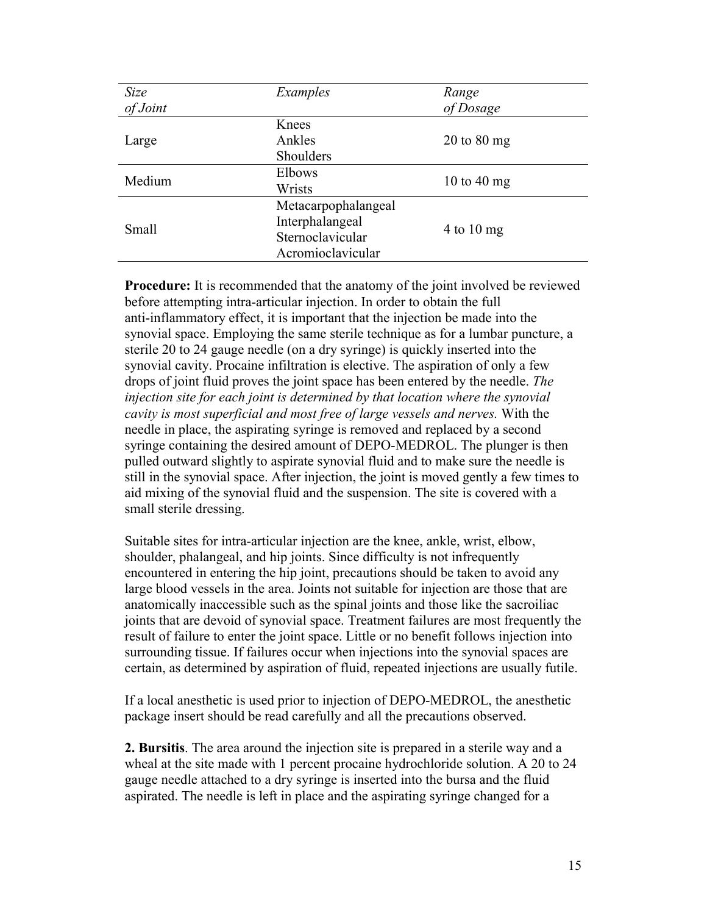| *Size of Joint* | *Examples* | *Range of Dosage* |
|---|---|---|
| Large | Knees<br>Ankles<br>Shoulders | 20 to 80 mg |
| Medium | Elbows<br>Wrists | 10 to 40 mg |
| Small | Metacarpophalangeal<br>Interphalangeal<br>Sternoclavicular<br>Acromioclavicular | 4 to 10 mg |

**Procedure:** It is recommended that the anatomy of the joint involved be reviewed before attempting intra-articular injection. In order to obtain the full anti-inflammatory effect, it is important that the injection be made into the synovial space. Employing the same sterile technique as for a lumbar puncture, a sterile 20 to 24 gauge needle (on a dry syringe) is quickly inserted into the synovial cavity. Procaine infiltration is elective. The aspiration of only a few drops of joint fluid proves the joint space has been entered by the needle. *The injection site for each joint is determined by that location where the synovial cavity is most superficial and most free of large vessels and nerves.* With the needle in place, the aspirating syringe is removed and replaced by a second syringe containing the desired amount of DEPO-MEDROL. The plunger is then pulled outward slightly to aspirate synovial fluid and to make sure the needle is still in the synovial space. After injection, the joint is moved gently a few times to aid mixing of the synovial fluid and the suspension. The site is covered with a small sterile dressing.

Suitable sites for intra-articular injection are the knee, ankle, wrist, elbow, shoulder, phalangeal, and hip joints. Since difficulty is not infrequently encountered in entering the hip joint, precautions should be taken to avoid any large blood vessels in the area. Joints not suitable for injection are those that are anatomically inaccessible such as the spinal joints and those like the sacroiliac joints that are devoid of synovial space. Treatment failures are most frequently the result of failure to enter the joint space. Little or no benefit follows injection into surrounding tissue. If failures occur when injections into the synovial spaces are certain, as determined by aspiration of fluid, repeated injections are usually futile.

If a local anesthetic is used prior to injection of DEPO-MEDROL, the anesthetic package insert should be read carefully and all the precautions observed.

**2. Bursitis**. The area around the injection site is prepared in a sterile way and a wheal at the site made with 1 percent procaine hydrochloride solution. A 20 to 24 gauge needle attached to a dry syringe is inserted into the bursa and the fluid aspirated. The needle is left in place and the aspirating syringe changed for a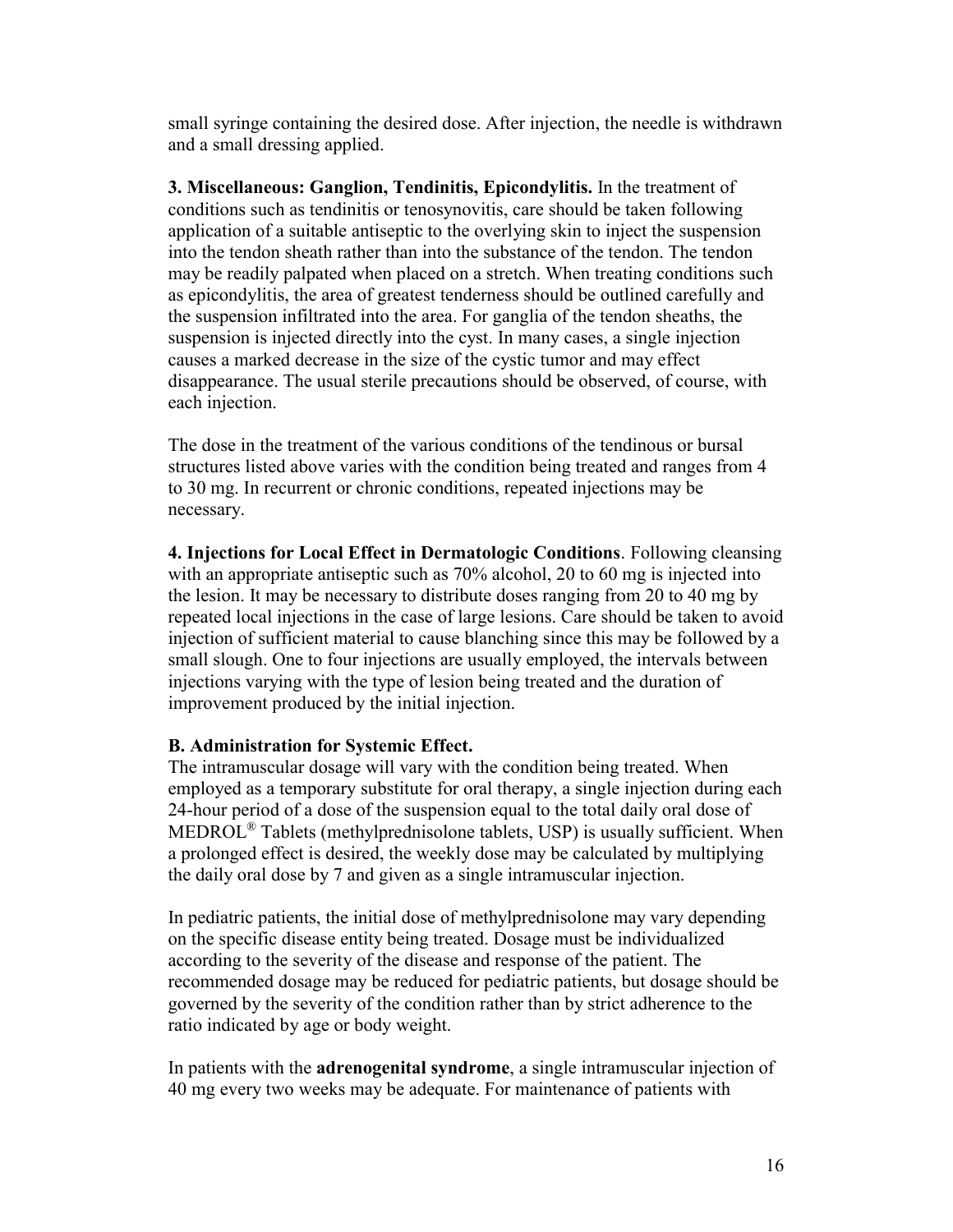small syringe containing the desired dose. After injection, the needle is withdrawn and a small dressing applied.

**3. Miscellaneous: Ganglion, Tendinitis, Epicondylitis.** In the treatment of conditions such as tendinitis or tenosynovitis, care should be taken following application of a suitable antiseptic to the overlying skin to inject the suspension into the tendon sheath rather than into the substance of the tendon. The tendon may be readily palpated when placed on a stretch. When treating conditions such as epicondylitis, the area of greatest tenderness should be outlined carefully and the suspension infiltrated into the area. For ganglia of the tendon sheaths, the suspension is injected directly into the cyst. In many cases, a single injection causes a marked decrease in the size of the cystic tumor and may effect disappearance. The usual sterile precautions should be observed, of course, with each injection.

The dose in the treatment of the various conditions of the tendinous or bursal structures listed above varies with the condition being treated and ranges from 4 to 30 mg. In recurrent or chronic conditions, repeated injections may be necessary.

**4. Injections for Local Effect in Dermatologic Conditions**. Following cleansing with an appropriate antiseptic such as 70% alcohol, 20 to 60 mg is injected into the lesion. It may be necessary to distribute doses ranging from 20 to 40 mg by repeated local injections in the case of large lesions. Care should be taken to avoid injection of sufficient material to cause blanching since this may be followed by a small slough. One to four injections are usually employed, the intervals between injections varying with the type of lesion being treated and the duration of improvement produced by the initial injection.

**B. Administration for Systemic Effect.**

The intramuscular dosage will vary with the condition being treated. When employed as a temporary substitute for oral therapy, a single injection during each 24-hour period of a dose of the suspension equal to the total daily oral dose of MEDROL® Tablets (methylprednisolone tablets, USP) is usually sufficient. When a prolonged effect is desired, the weekly dose may be calculated by multiplying the daily oral dose by 7 and given as a single intramuscular injection.

In pediatric patients, the initial dose of methylprednisolone may vary depending on the specific disease entity being treated. Dosage must be individualized according to the severity of the disease and response of the patient. The recommended dosage may be reduced for pediatric patients, but dosage should be governed by the severity of the condition rather than by strict adherence to the ratio indicated by age or body weight.

In patients with the **adrenogenital syndrome**, a single intramuscular injection of 40 mg every two weeks may be adequate. For maintenance of patients with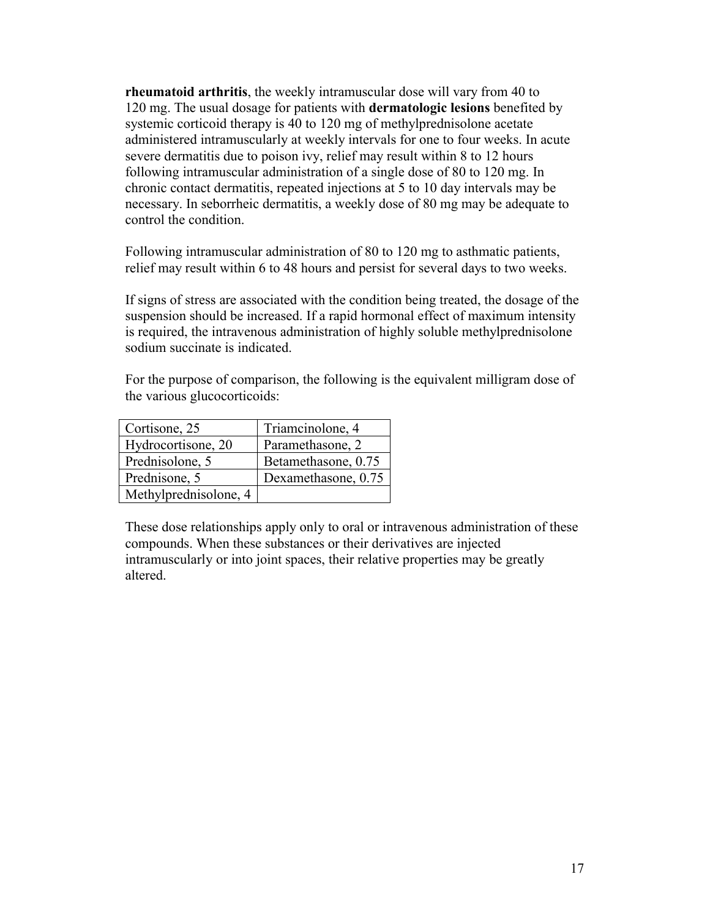**rheumatoid arthritis**, the weekly intramuscular dose will vary from 40 to 120 mg. The usual dosage for patients with **dermatologic lesions** benefited by systemic corticoid therapy is 40 to 120 mg of methylprednisolone acetate administered intramuscularly at weekly intervals for one to four weeks. In acute severe dermatitis due to poison ivy, relief may result within 8 to 12 hours following intramuscular administration of a single dose of 80 to 120 mg. In chronic contact dermatitis, repeated injections at 5 to 10 day intervals may be necessary. In seborrheic dermatitis, a weekly dose of 80 mg may be adequate to control the condition.

Following intramuscular administration of 80 to 120 mg to asthmatic patients, relief may result within 6 to 48 hours and persist for several days to two weeks.

If signs of stress are associated with the condition being treated, the dosage of the suspension should be increased. If a rapid hormonal effect of maximum intensity is required, the intravenous administration of highly soluble methylprednisolone sodium succinate is indicated.

For the purpose of comparison, the following is the equivalent milligram dose of the various glucocorticoids:

| Cortisone, 25 | Triamcinolone, 4 |
|---|---|
| Hydrocortisone, 20 | Paramethasone, 2 |
| Prednisolone, 5 | Betamethasone, 0.75 |
| Prednisone, 5 | Dexamethasone, 0.75 |
| Methylprednisolone, 4 | |

These dose relationships apply only to oral or intravenous administration of these compounds. When these substances or their derivatives are injected intramuscularly or into joint spaces, their relative properties may be greatly altered.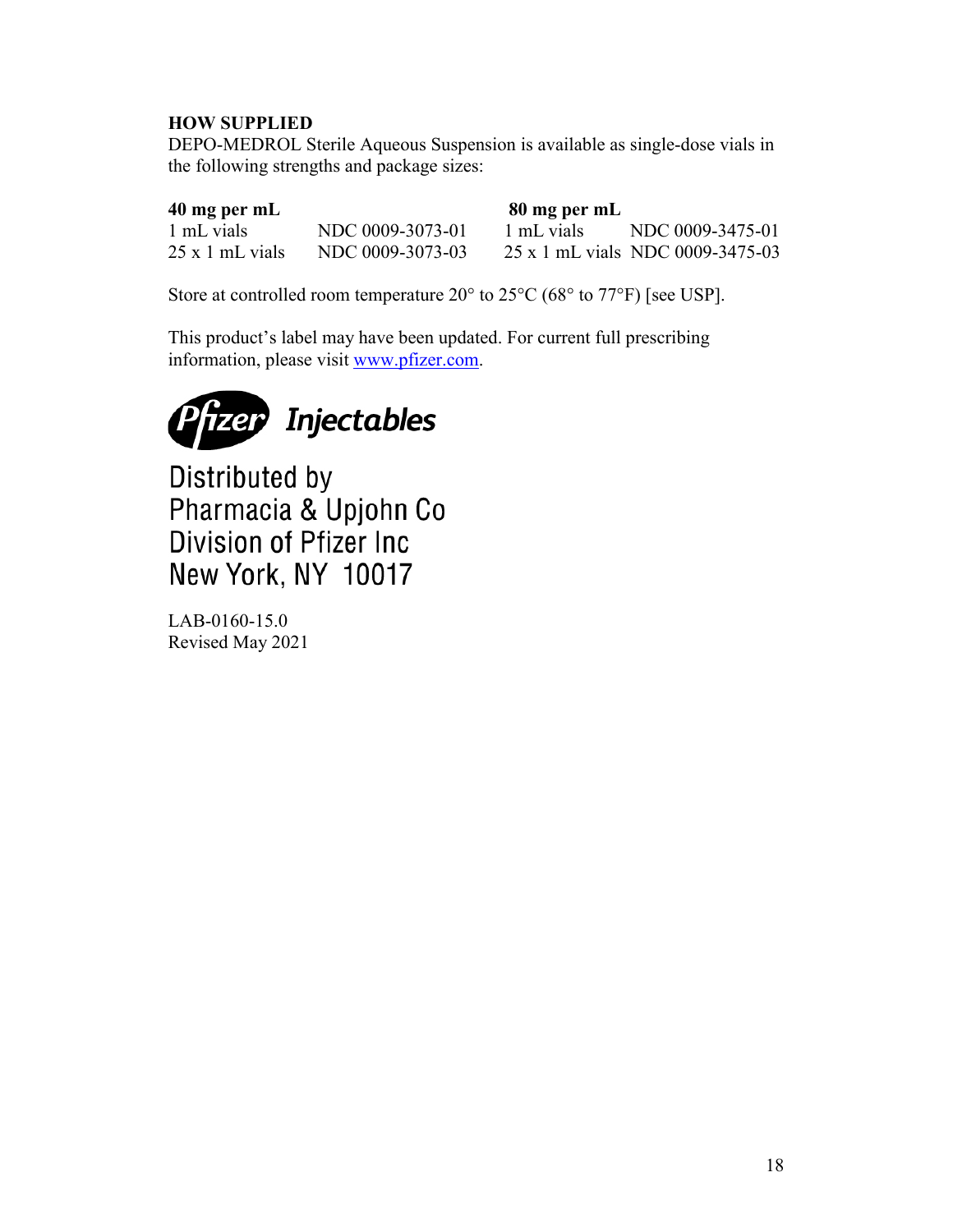## HOW SUPPLIED

DEPO-MEDROL Sterile Aqueous Suspension is available as single-dose vials in the following strengths and package sizes:

| 40 mg per mL | | 80 mg per mL | |
|---|---|---|---|
| 1 mL vials | NDC 0009-3073-01 | 1 mL vials | NDC 0009-3475-01 |
| 25 x 1 mL vials | NDC 0009-3073-03 | 25 x 1 mL vials | NDC 0009-3475-03 |

Store at controlled room temperature 20° to 25°C (68° to 77°F) [see USP].

This product's label may have been updated. For current full prescribing information, please visit www.pfizer.com.

Pfizer Injectables

Distributed by
Pharmacia & Upjohn Co
Division of Pfizer Inc
New York, NY 10017

LAB-0160-15.0
Revised May 2021